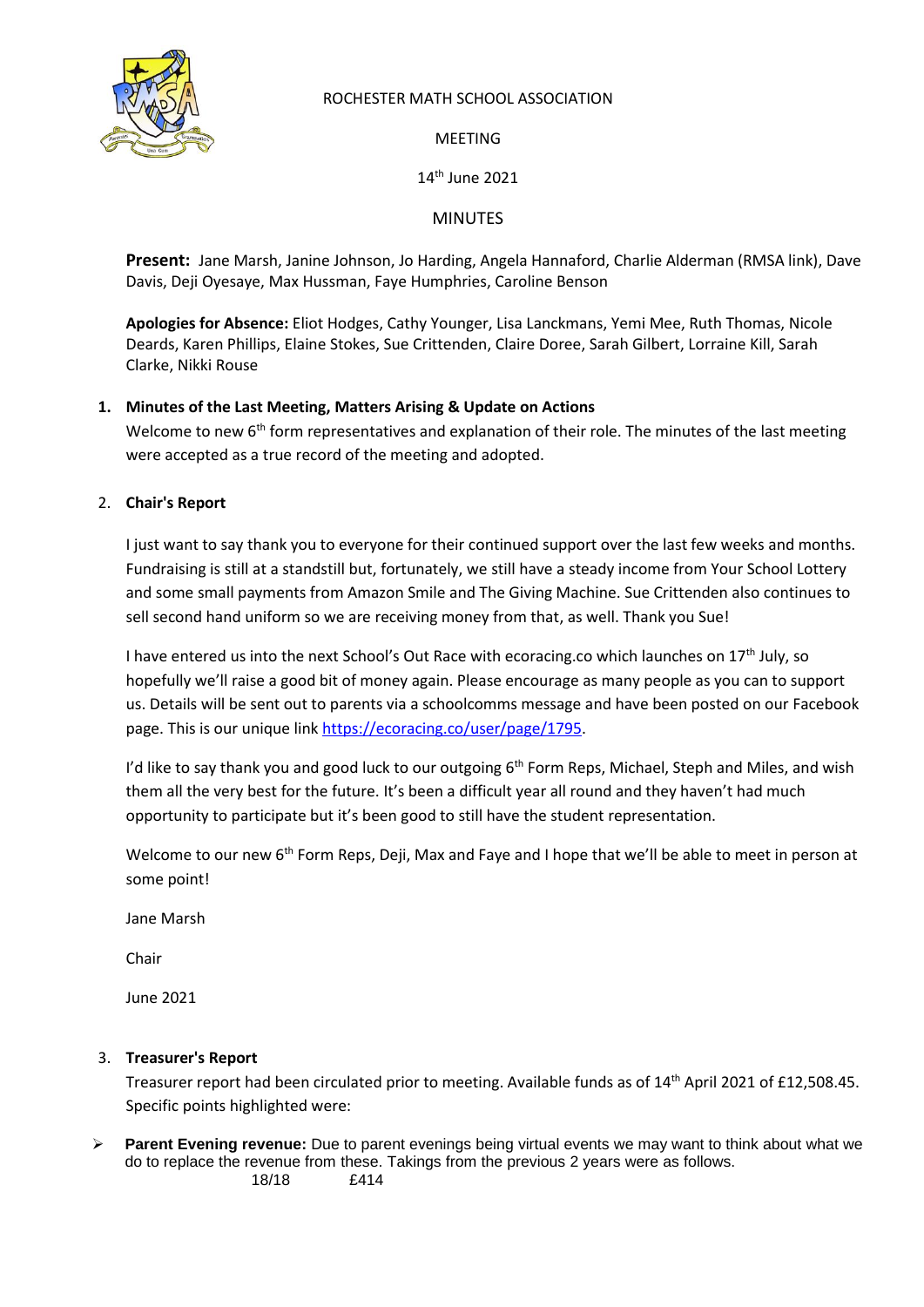ROCHESTER MATH SCHOOL ASSOCIATION

MEETING

14th June 2021

MINUTES

**Present:** Jane Marsh, Janine Johnson, Jo Harding, Angela Hannaford, Charlie Alderman (RMSA link), Dave Davis, Deji Oyesaye, Max Hussman, Faye Humphries, Caroline Benson

**Apologies for Absence:** Eliot Hodges, Cathy Younger, Lisa Lanckmans, Yemi Mee, Ruth Thomas, Nicole Deards, Karen Phillips, Elaine Stokes, Sue Crittenden, Claire Doree, Sarah Gilbert, Lorraine Kill, Sarah Clarke, Nikki Rouse

1. **Minutes of the Last Meeting, Matters Arising & Update on Actions**

   Welcome to new 6th form representatives and explanation of their role. The minutes of the last meeting were accepted as a true record of the meeting and adopted.

2. **Chair's Report**

   I just want to say thank you to everyone for their continued support over the last few weeks and months. Fundraising is still at a standstill but, fortunately, we still have a steady income from Your School Lottery and some small payments from Amazon Smile and The Giving Machine. Sue Crittenden also continues to sell second hand uniform so we are receiving money from that, as well. Thank you Sue!

   I have entered us into the next School's Out Race with ecoracing.co which launches on 17th July, so hopefully we'll raise a good bit of money again. Please encourage as many people as you can to support us. Details will be sent out to parents via a schoolcomms message and have been posted on our Facebook page. This is our unique link https://ecoracing.co/user/page/1795.

   I'd like to say thank you and good luck to our outgoing 6th Form Reps, Michael, Steph and Miles, and wish them all the very best for the future. It's been a difficult year all round and they haven't had much opportunity to participate but it's been good to still have the student representation.

   Welcome to our new 6th Form Reps, Deji, Max and Faye and I hope that we'll be able to meet in person at some point!

   Jane Marsh

   Chair

   June 2021

3. **Treasurer's Report**

   Treasurer report had been circulated prior to meeting. Available funds as of 14th April 2021 of £12,508.45. Specific points highlighted were:

- **Parent Evening revenue:** Due to parent evenings being virtual events we may want to think about what we do to replace the revenue from these. Takings from the previous 2 years were as follows.

  18/18 £414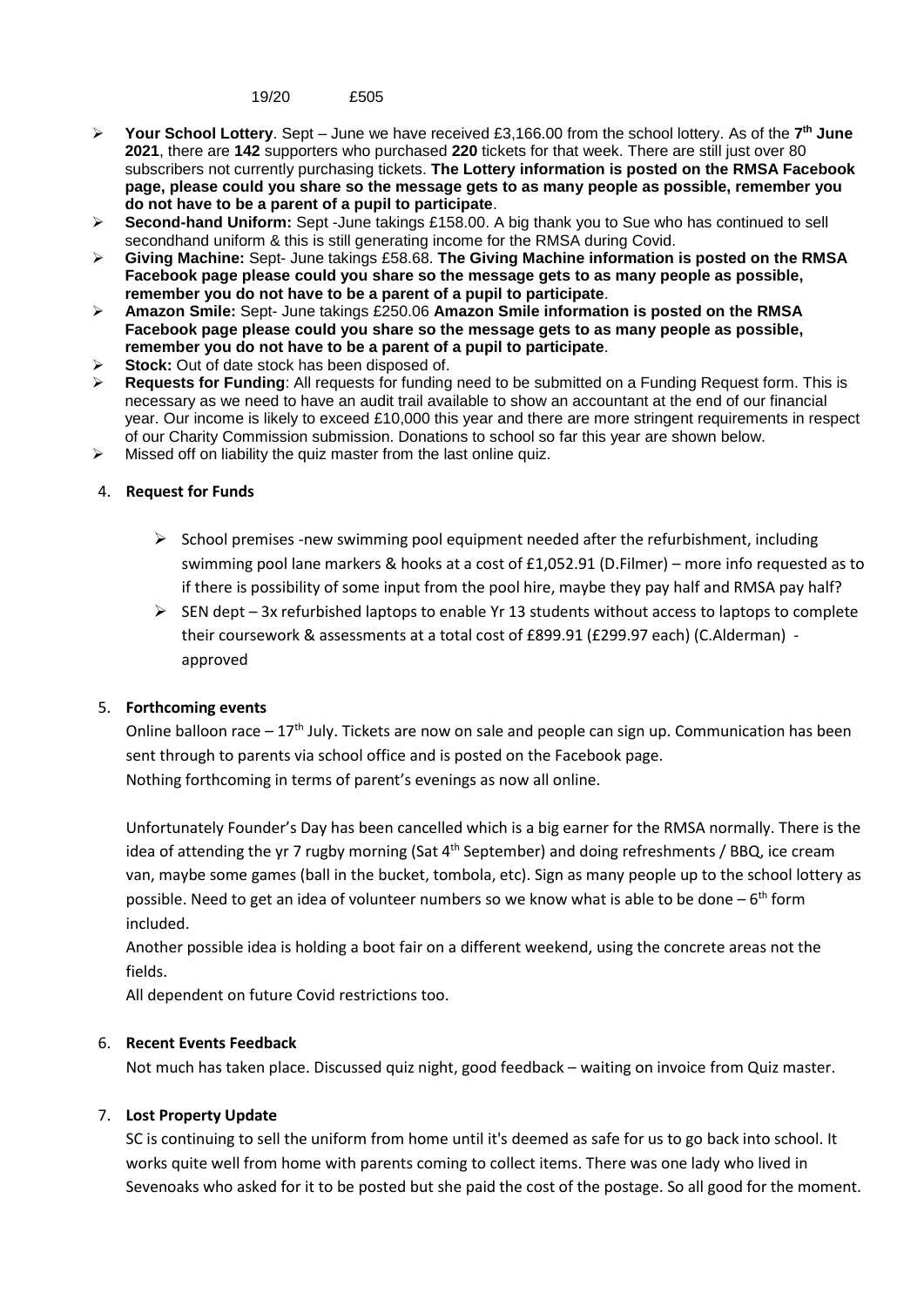19/20 £505

- **Your School Lottery**. Sept – June we have received £3,166.00 from the school lottery. As of the **7th June 2021**, there are **142** supporters who purchased **220** tickets for that week. There are still just over 80 subscribers not currently purchasing tickets. **The Lottery information is posted on the RMSA Facebook page, please could you share so the message gets to as many people as possible, remember you do not have to be a parent of a pupil to participate**.
- **Second-hand Uniform:** Sept -June takings £158.00. A big thank you to Sue who has continued to sell secondhand uniform & this is still generating income for the RMSA during Covid.
- **Giving Machine:** Sept- June takings £58.68. **The Giving Machine information is posted on the RMSA Facebook page please could you share so the message gets to as many people as possible, remember you do not have to be a parent of a pupil to participate**.
- **Amazon Smile:** Sept- June takings £250.06 **Amazon Smile information is posted on the RMSA Facebook page please could you share so the message gets to as many people as possible, remember you do not have to be a parent of a pupil to participate**.
- **Stock:** Out of date stock has been disposed of.
- **Requests for Funding**: All requests for funding need to be submitted on a Funding Request form. This is necessary as we need to have an audit trail available to show an accountant at the end of our financial year. Our income is likely to exceed £10,000 this year and there are more stringent requirements in respect of our Charity Commission submission. Donations to school so far this year are shown below.
- Missed off on liability the quiz master from the last online quiz.

## 4. Request for Funds

- School premises -new swimming pool equipment needed after the refurbishment, including swimming pool lane markers & hooks at a cost of £1,052.91 (D.Filmer) – more info requested as to if there is possibility of some input from the pool hire, maybe they pay half and RMSA pay half?
- SEN dept – 3x refurbished laptops to enable Yr 13 students without access to laptops to complete their coursework & assessments at a total cost of £899.91 (£299.97 each) (C.Alderman) - approved

## 5. Forthcoming events

Online balloon race – 17th July. Tickets are now on sale and people can sign up. Communication has been sent through to parents via school office and is posted on the Facebook page.
Nothing forthcoming in terms of parent's evenings as now all online.

Unfortunately Founder's Day has been cancelled which is a big earner for the RMSA normally. There is the idea of attending the yr 7 rugby morning (Sat 4th September) and doing refreshments / BBQ, ice cream van, maybe some games (ball in the bucket, tombola, etc). Sign as many people up to the school lottery as possible. Need to get an idea of volunteer numbers so we know what is able to be done – 6th form included.

Another possible idea is holding a boot fair on a different weekend, using the concrete areas not the fields.

All dependent on future Covid restrictions too.

## 6. Recent Events Feedback

Not much has taken place. Discussed quiz night, good feedback – waiting on invoice from Quiz master.

## 7. Lost Property Update

SC is continuing to sell the uniform from home until it's deemed as safe for us to go back into school. It works quite well from home with parents coming to collect items. There was one lady who lived in Sevenoaks who asked for it to be posted but she paid the cost of the postage. So all good for the moment.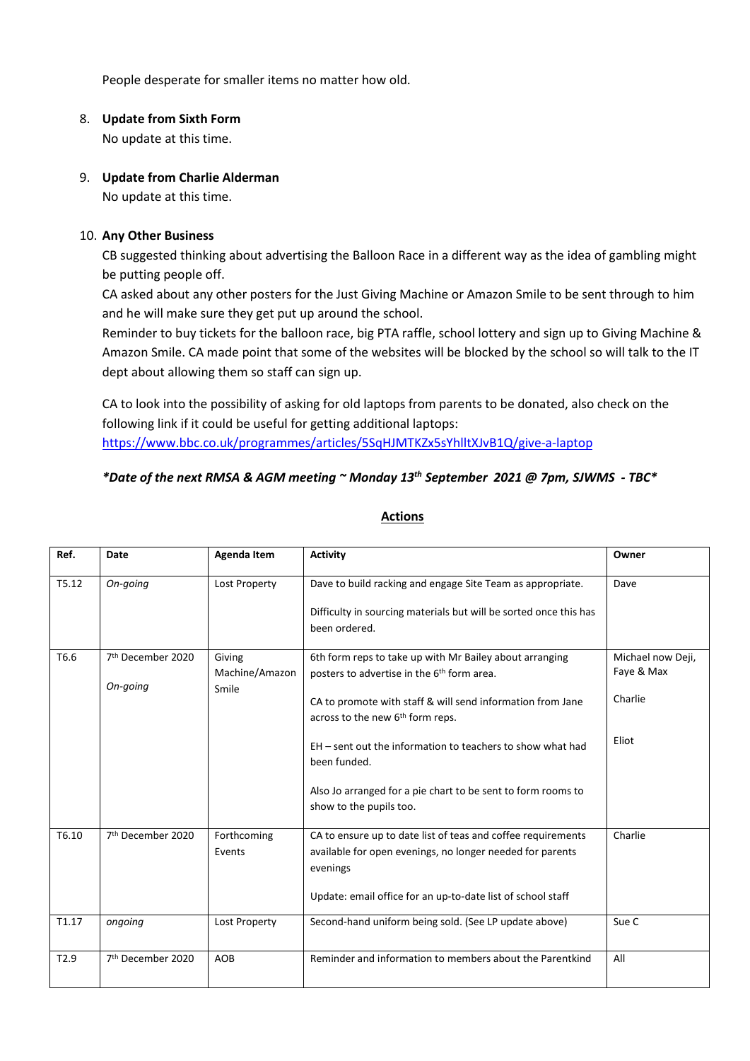People desperate for smaller items no matter how old.

8. **Update from Sixth Form**
   No update at this time.

9. **Update from Charlie Alderman**
   No update at this time.

10. **Any Other Business**
    CB suggested thinking about advertising the Balloon Race in a different way as the idea of gambling might be putting people off.
    CA asked about any other posters for the Just Giving Machine or Amazon Smile to be sent through to him and he will make sure they get put up around the school.
    Reminder to buy tickets for the balloon race, big PTA raffle, school lottery and sign up to Giving Machine & Amazon Smile. CA made point that some of the websites will be blocked by the school so will talk to the IT dept about allowing them so staff can sign up.

    CA to look into the possibility of asking for old laptops from parents to be donated, also check on the following link if it could be useful for getting additional laptops:
    https://www.bbc.co.uk/programmes/articles/5SqHJMTKZx5sYhlltXJvB1Q/give-a-laptop

***Date of the next RMSA & AGM meeting ~ Monday 13th September 2021 @ 7pm, SJWMS - TBC***

## Actions

| Ref. | Date | Agenda Item | Activity | Owner |
|---|---|---|---|---|
| T5.12 | *On-going* | Lost Property | Dave to build racking and engage Site Team as appropriate.<br><br>Difficulty in sourcing materials but will be sorted once this has been ordered. | Dave |
| T6.6 | 7th December 2020<br><br>*On-going* | Giving Machine/Amazon Smile | 6th form reps to take up with Mr Bailey about arranging posters to advertise in the 6th form area.<br><br>CA to promote with staff & will send information from Jane across to the new 6th form reps.<br><br>EH – sent out the information to teachers to show what had been funded.<br><br>Also Jo arranged for a pie chart to be sent to form rooms to show to the pupils too. | Michael now Deji, Faye & Max<br><br>Charlie<br><br>Eliot |
| T6.10 | 7th December 2020 | Forthcoming Events | CA to ensure up to date list of teas and coffee requirements available for open evenings, no longer needed for parents evenings<br><br>Update: email office for an up-to-date list of school staff | Charlie |
| T1.17 | *ongoing* | Lost Property | Second-hand uniform being sold. (See LP update above) | Sue C |
| T2.9 | 7th December 2020 | AOB | Reminder and information to members about the Parentkind | All |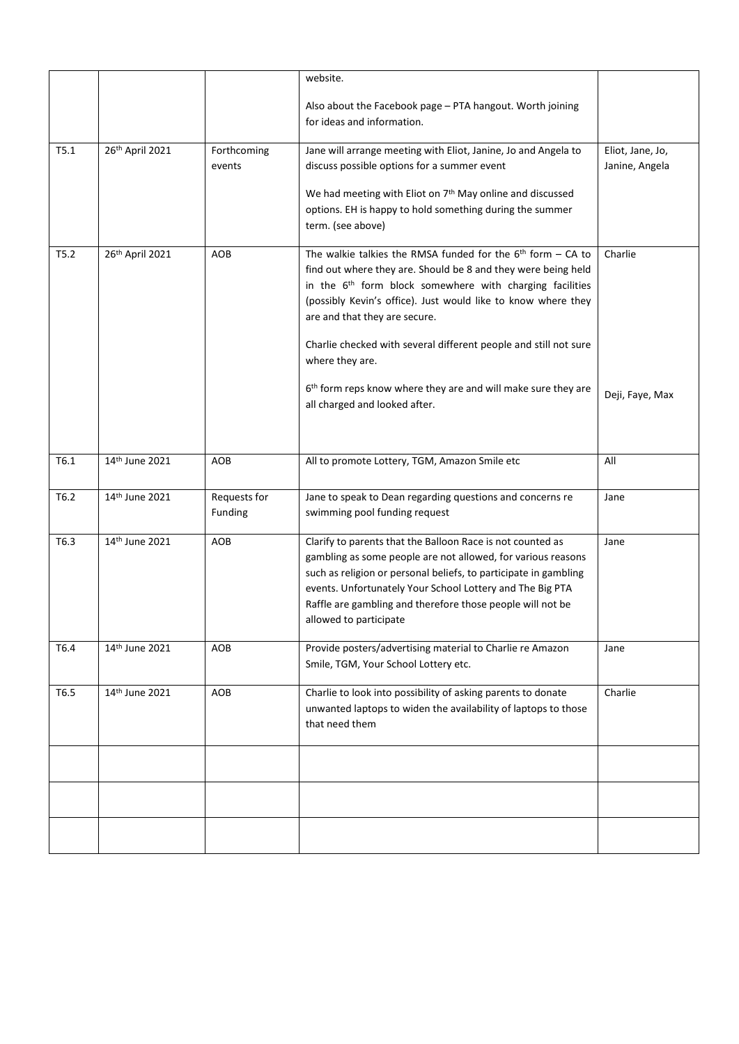| | | | | |
|---|---|---|---|---|
| | | | website.<br><br>Also about the Facebook page – PTA hangout. Worth joining for ideas and information. | |
| T5.1 | 26th April 2021 | Forthcoming events | Jane will arrange meeting with Eliot, Janine, Jo and Angela to discuss possible options for a summer event<br><br>We had meeting with Eliot on 7th May online and discussed options. EH is happy to hold something during the summer term. (see above) | Eliot, Jane, Jo, Janine, Angela |
| T5.2 | 26th April 2021 | AOB | The walkie talkies the RMSA funded for the 6th form – CA to find out where they are. Should be 8 and they were being held in the 6th form block somewhere with charging facilities (possibly Kevin's office). Just would like to know where they are and that they are secure.<br><br>Charlie checked with several different people and still not sure where they are.<br><br>6th form reps know where they are and will make sure they are all charged and looked after. | Charlie<br><br><br><br><br><br>Deji, Faye, Max |
| T6.1 | 14th June 2021 | AOB | All to promote Lottery, TGM, Amazon Smile etc | All |
| T6.2 | 14th June 2021 | Requests for Funding | Jane to speak to Dean regarding questions and concerns re swimming pool funding request | Jane |
| T6.3 | 14th June 2021 | AOB | Clarify to parents that the Balloon Race is not counted as gambling as some people are not allowed, for various reasons such as religion or personal beliefs, to participate in gambling events. Unfortunately Your School Lottery and The Big PTA Raffle are gambling and therefore those people will not be allowed to participate | Jane |
| T6.4 | 14th June 2021 | AOB | Provide posters/advertising material to Charlie re Amazon Smile, TGM, Your School Lottery etc. | Jane |
| T6.5 | 14th June 2021 | AOB | Charlie to look into possibility of asking parents to donate unwanted laptops to widen the availability of laptops to those that need them | Charlie |
| | | | | |
| | | | | |
| | | | | |